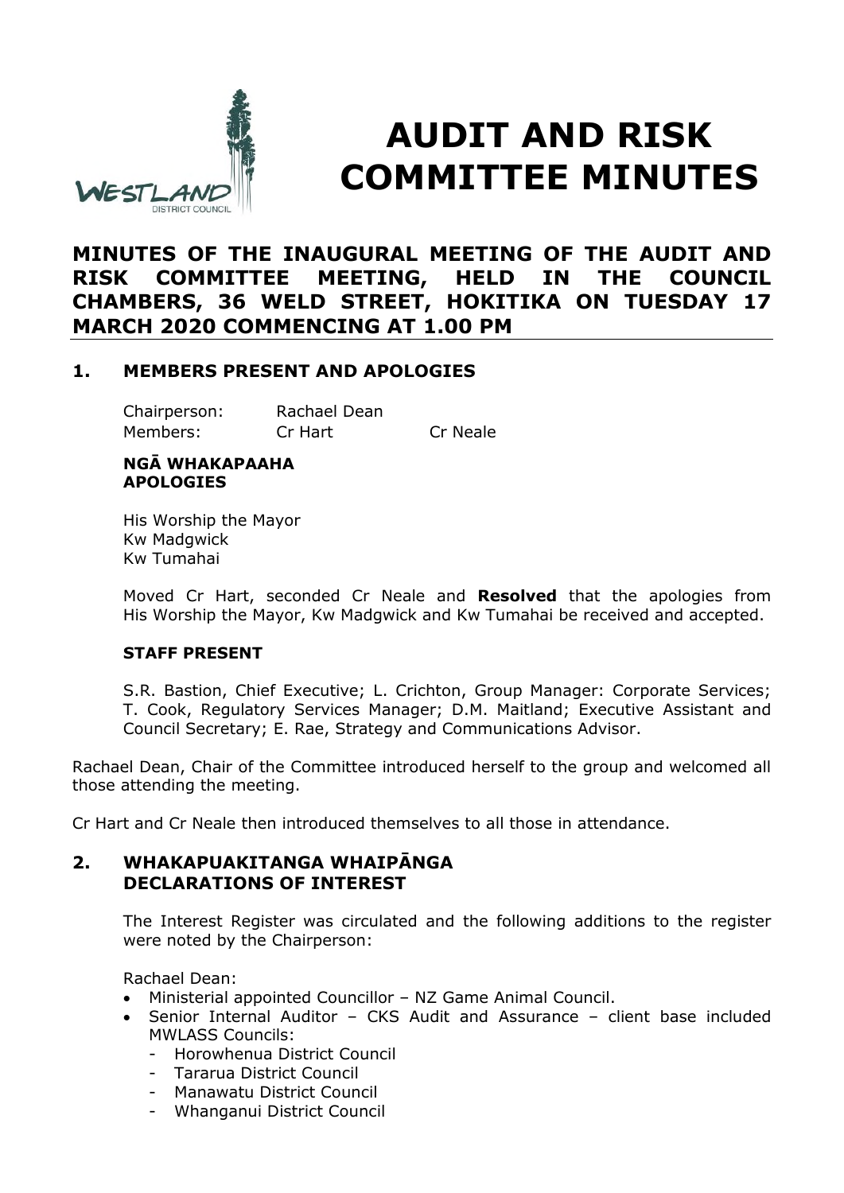# AUDIT AND RISK COMMITTEE MINUTES

## MINUTES OF THE INAUGURAL MEETING OF THE AUDIT AND RISK COMMITTEE MEETING, HELD IN THE COUNCIL CHAMBERS, 36 WELD STREET, HOKITIKA ON TUESDAY 17 MARCH 2020 COMMENCING AT 1.00 PM

### 1. MEMBERS PRESENT AND APOLOGIES

| | | |
|---|---|---|
| Chairperson: | Rachael Dean | |
| Members: | Cr Hart | Cr Neale |

**NGĀ WHAKAPAAHA**
**APOLOGIES**

His Worship the Mayor
Kw Madgwick
Kw Tumahai

Moved Cr Hart, seconded Cr Neale and **Resolved** that the apologies from His Worship the Mayor, Kw Madgwick and Kw Tumahai be received and accepted.

**STAFF PRESENT**

S.R. Bastion, Chief Executive; L. Crichton, Group Manager: Corporate Services; T. Cook, Regulatory Services Manager; D.M. Maitland; Executive Assistant and Council Secretary; E. Rae, Strategy and Communications Advisor.

Rachael Dean, Chair of the Committee introduced herself to the group and welcomed all those attending the meeting.

Cr Hart and Cr Neale then introduced themselves to all those in attendance.

### 2. WHAKAPUAKITANGA WHAIPĀNGA DECLARATIONS OF INTEREST

The Interest Register was circulated and the following additions to the register were noted by the Chairperson:

Rachael Dean:

- Ministerial appointed Councillor – NZ Game Animal Council.
- Senior Internal Auditor – CKS Audit and Assurance – client base included MWLASS Councils:
  - Horowhenua District Council
  - Tararua District Council
  - Manawatu District Council
  - Whanganui District Council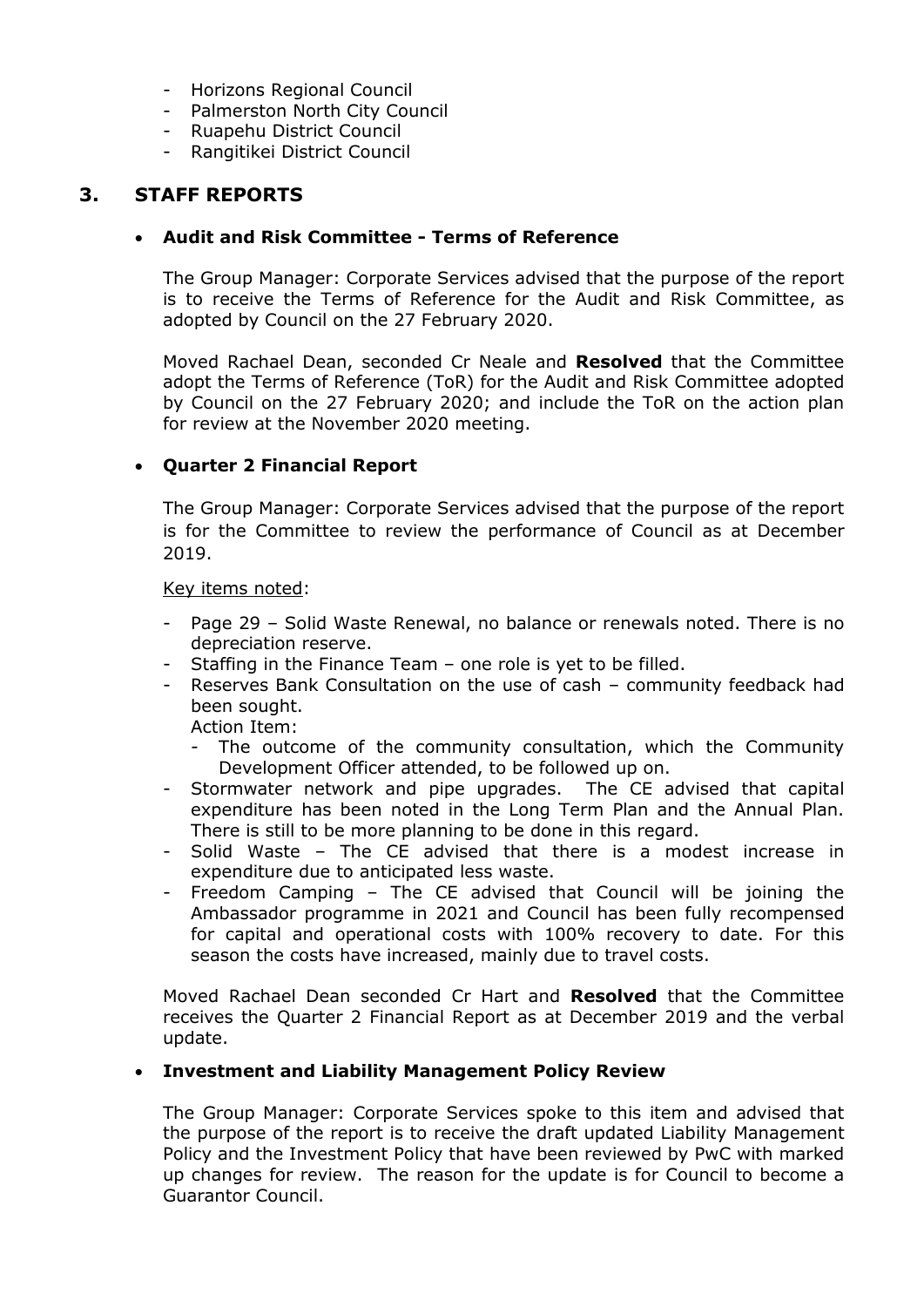- Horizons Regional Council
- Palmerston North City Council
- Ruapehu District Council
- Rangitikei District Council

## 3. STAFF REPORTS

- **Audit and Risk Committee - Terms of Reference**

  The Group Manager: Corporate Services advised that the purpose of the report is to receive the Terms of Reference for the Audit and Risk Committee, as adopted by Council on the 27 February 2020.

  Moved Rachael Dean, seconded Cr Neale and **Resolved** that the Committee adopt the Terms of Reference (ToR) for the Audit and Risk Committee adopted by Council on the 27 February 2020; and include the ToR on the action plan for review at the November 2020 meeting.

- **Quarter 2 Financial Report**

  The Group Manager: Corporate Services advised that the purpose of the report is for the Committee to review the performance of Council as at December 2019.

  Key items noted:

  - Page 29 – Solid Waste Renewal, no balance or renewals noted. There is no depreciation reserve.
  - Staffing in the Finance Team – one role is yet to be filled.
  - Reserves Bank Consultation on the use of cash – community feedback had been sought.
    Action Item:
    - The outcome of the community consultation, which the Community Development Officer attended, to be followed up on.
  - Stormwater network and pipe upgrades. The CE advised that capital expenditure has been noted in the Long Term Plan and the Annual Plan. There is still to be more planning to be done in this regard.
  - Solid Waste – The CE advised that there is a modest increase in expenditure due to anticipated less waste.
  - Freedom Camping – The CE advised that Council will be joining the Ambassador programme in 2021 and Council has been fully recompensed for capital and operational costs with 100% recovery to date. For this season the costs have increased, mainly due to travel costs.

  Moved Rachael Dean seconded Cr Hart and **Resolved** that the Committee receives the Quarter 2 Financial Report as at December 2019 and the verbal update.

- **Investment and Liability Management Policy Review**

  The Group Manager: Corporate Services spoke to this item and advised that the purpose of the report is to receive the draft updated Liability Management Policy and the Investment Policy that have been reviewed by PwC with marked up changes for review. The reason for the update is for Council to become a Guarantor Council.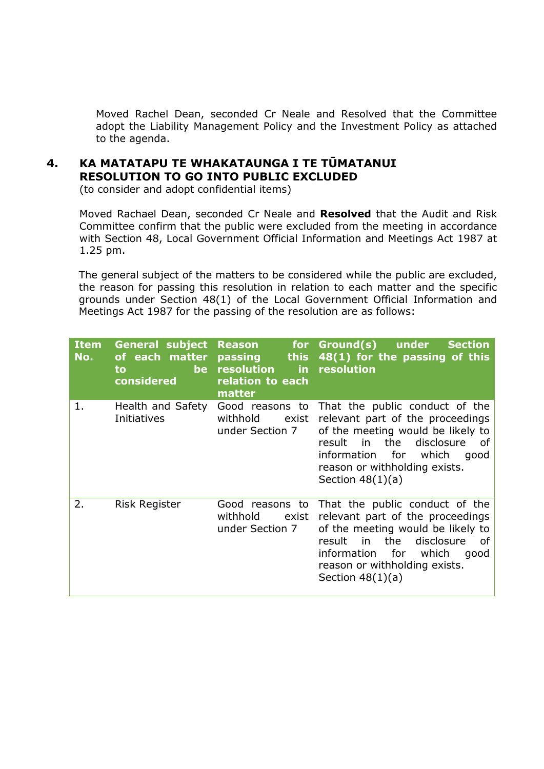Moved Rachel Dean, seconded Cr Neale and Resolved that the Committee adopt the Liability Management Policy and the Investment Policy as attached to the agenda.

## 4. KA MATATAPU TE WHAKATAUNGA I TE TŪMATANUI RESOLUTION TO GO INTO PUBLIC EXCLUDED

(to consider and adopt confidential items)

Moved Rachael Dean, seconded Cr Neale and **Resolved** that the Audit and Risk Committee confirm that the public were excluded from the meeting in accordance with Section 48, Local Government Official Information and Meetings Act 1987 at 1.25 pm.

The general subject of the matters to be considered while the public are excluded, the reason for passing this resolution in relation to each matter and the specific grounds under Section 48(1) of the Local Government Official Information and Meetings Act 1987 for the passing of the resolution are as follows:

| Item No. | General subject of each matter to be considered | Reason for passing this resolution in relation to each matter | Ground(s) under Section 48(1) for the passing of this resolution |
|---|---|---|---|
| 1. | Health and Safety Initiatives | Good reasons to withhold exist under Section 7 | That the public conduct of the relevant part of the proceedings of the meeting would be likely to result in the disclosure of information for which good reason or withholding exists. Section 48(1)(a) |
| 2. | Risk Register | Good reasons to withhold exist under Section 7 | That the public conduct of the relevant part of the proceedings of the meeting would be likely to result in the disclosure of information for which good reason or withholding exists. Section 48(1)(a) |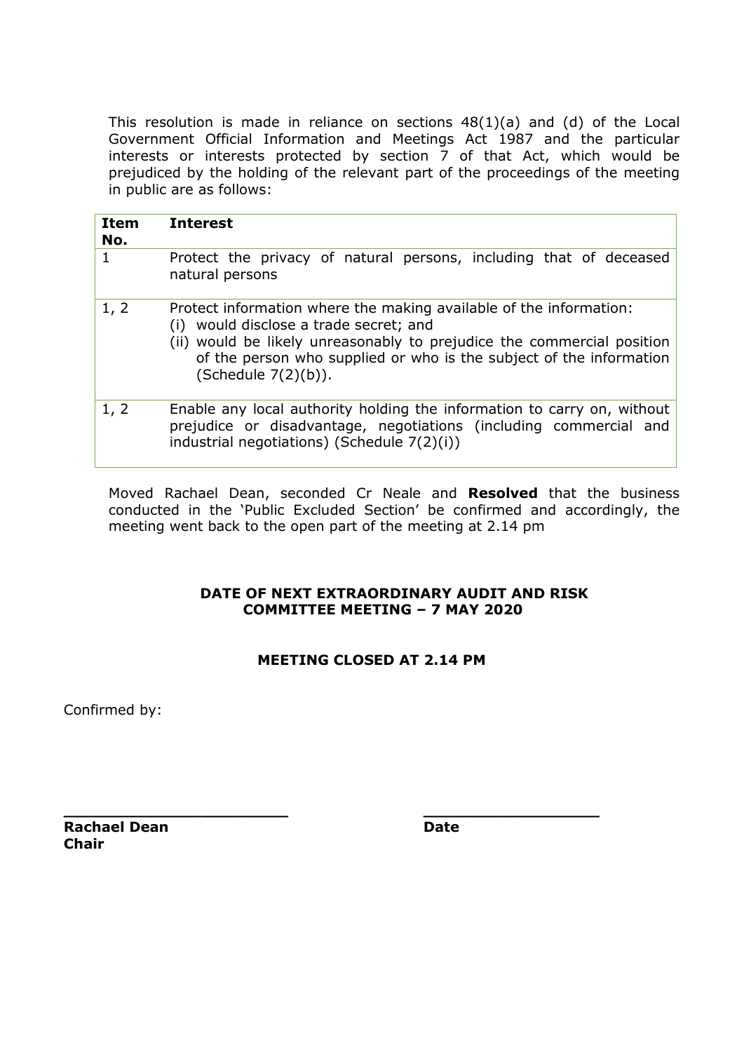This resolution is made in reliance on sections 48(1)(a) and (d) of the Local Government Official Information and Meetings Act 1987 and the particular interests or interests protected by section 7 of that Act, which would be prejudiced by the holding of the relevant part of the proceedings of the meeting in public are as follows:

| Item No. | Interest |
|---|---|
| 1 | Protect the privacy of natural persons, including that of deceased natural persons |
| 1, 2 | Protect information where the making available of the information:<br>(i) would disclose a trade secret; and<br>(ii) would be likely unreasonably to prejudice the commercial position of the person who supplied or who is the subject of the information (Schedule 7(2)(b)). |
| 1, 2 | Enable any local authority holding the information to carry on, without prejudice or disadvantage, negotiations (including commercial and industrial negotiations) (Schedule 7(2)(i)) |

Moved Rachael Dean, seconded Cr Neale and **Resolved** that the business conducted in the 'Public Excluded Section' be confirmed and accordingly, the meeting went back to the open part of the meeting at 2.14 pm

**DATE OF NEXT EXTRAORDINARY AUDIT AND RISK COMMITTEE MEETING – 7 MAY 2020**

**MEETING CLOSED AT 2.14 PM**

Confirmed by:

________________________ ____________________

**Rachael Dean** **Date**
**Chair**